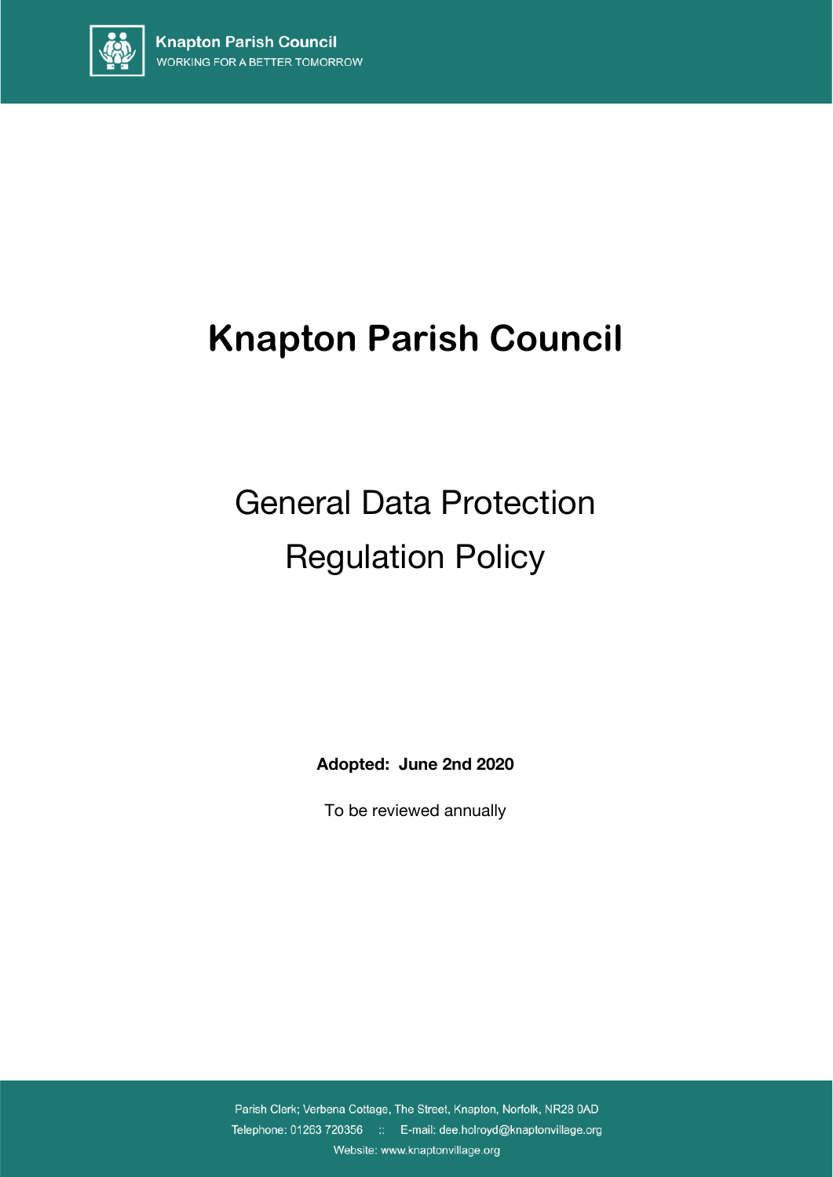# Knapton Parish Council

## General Data Protection Regulation Policy

**Adopted: June 2nd 2020**

To be reviewed annually

Parish Clerk; Verbena Cottage, The Street, Knapton, Norfolk, NR28 0AD
Telephone: 01263 720356 :: E-mail: dee.holroyd@knaptonvillage.org
Website: www.knaptonvillage.org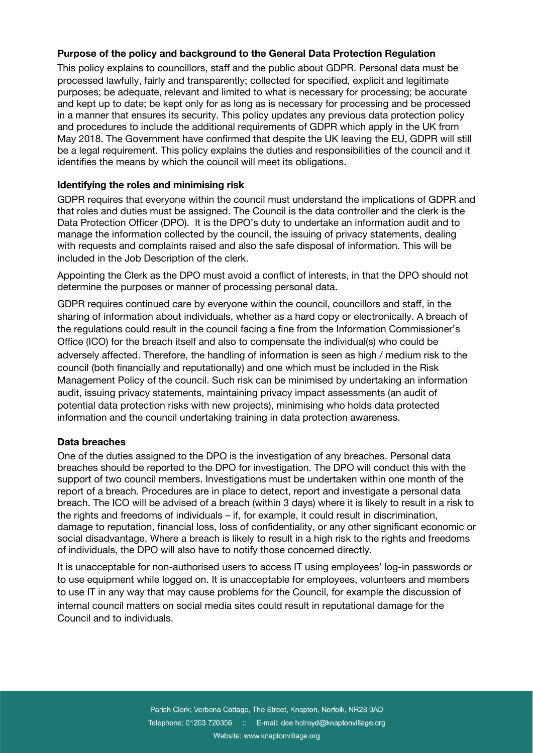**Purpose of the policy and background to the General Data Protection Regulation**

This policy explains to councillors, staff and the public about GDPR. Personal data must be processed lawfully, fairly and transparently; collected for specified, explicit and legitimate purposes; be adequate, relevant and limited to what is necessary for processing; be accurate and kept up to date; be kept only for as long as is necessary for processing and be processed in a manner that ensures its security. This policy updates any previous data protection policy and procedures to include the additional requirements of GDPR which apply in the UK from May 2018. The Government have confirmed that despite the UK leaving the EU, GDPR will still be a legal requirement. This policy explains the duties and responsibilities of the council and it identifies the means by which the council will meet its obligations.

**Identifying the roles and minimising risk**

GDPR requires that everyone within the council must understand the implications of GDPR and that roles and duties must be assigned. The Council is the data controller and the clerk is the Data Protection Officer (DPO). It is the DPO's duty to undertake an information audit and to manage the information collected by the council, the issuing of privacy statements, dealing with requests and complaints raised and also the safe disposal of information. This will be included in the Job Description of the clerk.

Appointing the Clerk as the DPO must avoid a conflict of interests, in that the DPO should not determine the purposes or manner of processing personal data.

GDPR requires continued care by everyone within the council, councillors and staff, in the sharing of information about individuals, whether as a hard copy or electronically. A breach of the regulations could result in the council facing a fine from the Information Commissioner's Office (ICO) for the breach itself and also to compensate the individual(s) who could be adversely affected. Therefore, the handling of information is seen as high / medium risk to the council (both financially and reputationally) and one which must be included in the Risk Management Policy of the council. Such risk can be minimised by undertaking an information audit, issuing privacy statements, maintaining privacy impact assessments (an audit of potential data protection risks with new projects), minimising who holds data protected information and the council undertaking training in data protection awareness.

**Data breaches**

One of the duties assigned to the DPO is the investigation of any breaches. Personal data breaches should be reported to the DPO for investigation. The DPO will conduct this with the support of two council members. Investigations must be undertaken within one month of the report of a breach. Procedures are in place to detect, report and investigate a personal data breach. The ICO will be advised of a breach (within 3 days) where it is likely to result in a risk to the rights and freedoms of individuals – if, for example, it could result in discrimination, damage to reputation, financial loss, loss of confidentiality, or any other significant economic or social disadvantage. Where a breach is likely to result in a high risk to the rights and freedoms of individuals, the DPO will also have to notify those concerned directly.

It is unacceptable for non-authorised users to access IT using employees' log-in passwords or to use equipment while logged on. It is unacceptable for employees, volunteers and members to use IT in any way that may cause problems for the Council, for example the discussion of internal council matters on social media sites could result in reputational damage for the Council and to individuals.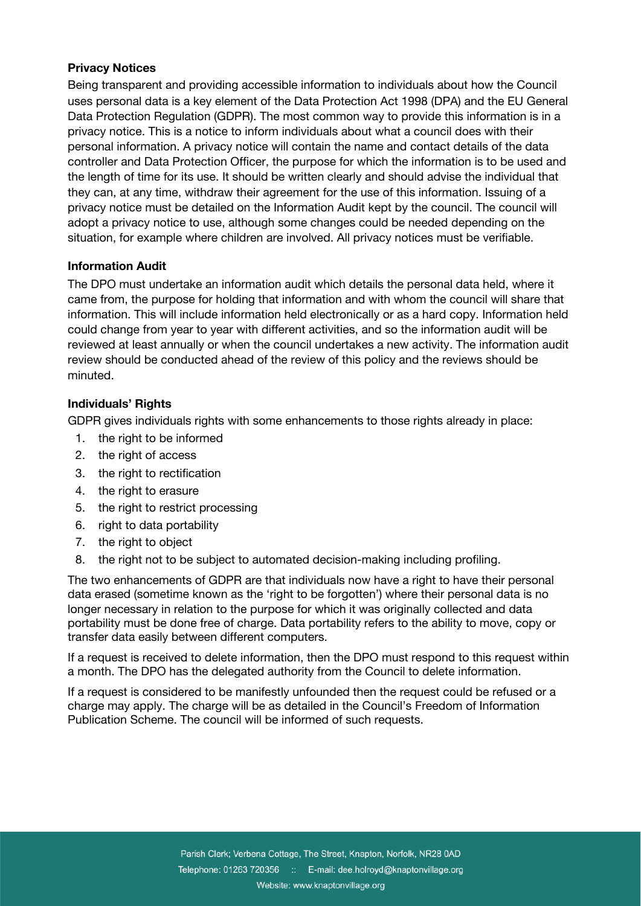**Privacy Notices**

Being transparent and providing accessible information to individuals about how the Council uses personal data is a key element of the Data Protection Act 1998 (DPA) and the EU General Data Protection Regulation (GDPR). The most common way to provide this information is in a privacy notice. This is a notice to inform individuals about what a council does with their personal information. A privacy notice will contain the name and contact details of the data controller and Data Protection Officer, the purpose for which the information is to be used and the length of time for its use. It should be written clearly and should advise the individual that they can, at any time, withdraw their agreement for the use of this information. Issuing of a privacy notice must be detailed on the Information Audit kept by the council. The council will adopt a privacy notice to use, although some changes could be needed depending on the situation, for example where children are involved. All privacy notices must be verifiable.

**Information Audit**

The DPO must undertake an information audit which details the personal data held, where it came from, the purpose for holding that information and with whom the council will share that information. This will include information held electronically or as a hard copy. Information held could change from year to year with different activities, and so the information audit will be reviewed at least annually or when the council undertakes a new activity. The information audit review should be conducted ahead of the review of this policy and the reviews should be minuted.

**Individuals' Rights**

GDPR gives individuals rights with some enhancements to those rights already in place:

1. the right to be informed
2. the right of access
3. the right to rectification
4. the right to erasure
5. the right to restrict processing
6. right to data portability
7. the right to object
8. the right not to be subject to automated decision-making including profiling.

The two enhancements of GDPR are that individuals now have a right to have their personal data erased (sometime known as the 'right to be forgotten') where their personal data is no longer necessary in relation to the purpose for which it was originally collected and data portability must be done free of charge. Data portability refers to the ability to move, copy or transfer data easily between different computers.

If a request is received to delete information, then the DPO must respond to this request within a month. The DPO has the delegated authority from the Council to delete information.

If a request is considered to be manifestly unfounded then the request could be refused or a charge may apply. The charge will be as detailed in the Council's Freedom of Information Publication Scheme. The council will be informed of such requests.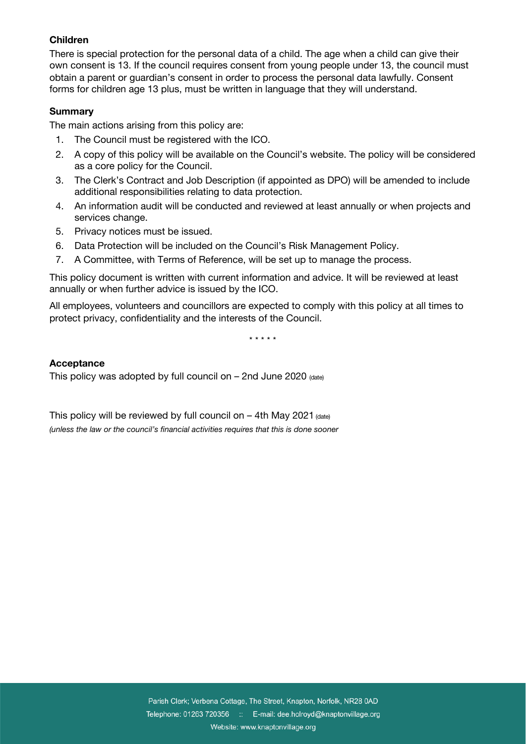**Children**

There is special protection for the personal data of a child. The age when a child can give their own consent is 13. If the council requires consent from young people under 13, the council must obtain a parent or guardian's consent in order to process the personal data lawfully. Consent forms for children age 13 plus, must be written in language that they will understand.

**Summary**

The main actions arising from this policy are:

1. The Council must be registered with the ICO.
2. A copy of this policy will be available on the Council's website. The policy will be considered as a core policy for the Council.
3. The Clerk's Contract and Job Description (if appointed as DPO) will be amended to include additional responsibilities relating to data protection.
4. An information audit will be conducted and reviewed at least annually or when projects and services change.
5. Privacy notices must be issued.
6. Data Protection will be included on the Council's Risk Management Policy.
7. A Committee, with Terms of Reference, will be set up to manage the process.

This policy document is written with current information and advice. It will be reviewed at least annually or when further advice is issued by the ICO.

All employees, volunteers and councillors are expected to comply with this policy at all times to protect privacy, confidentiality and the interests of the Council.

\* \* \* \* \*

**Acceptance**

This policy was adopted by full council on – 2nd June 2020 (date)

This policy will be reviewed by full council on – 4th May 2021 (date)

*(unless the law or the council's financial activities requires that this is done sooner*

Parish Clerk; Verbena Cottage, The Street, Knapton, Norfolk, NR28 0AD
Telephone: 01263 720356 :: E-mail: dee.holroyd@knaptonvillage.org
Website: www.knaptonvillage.org